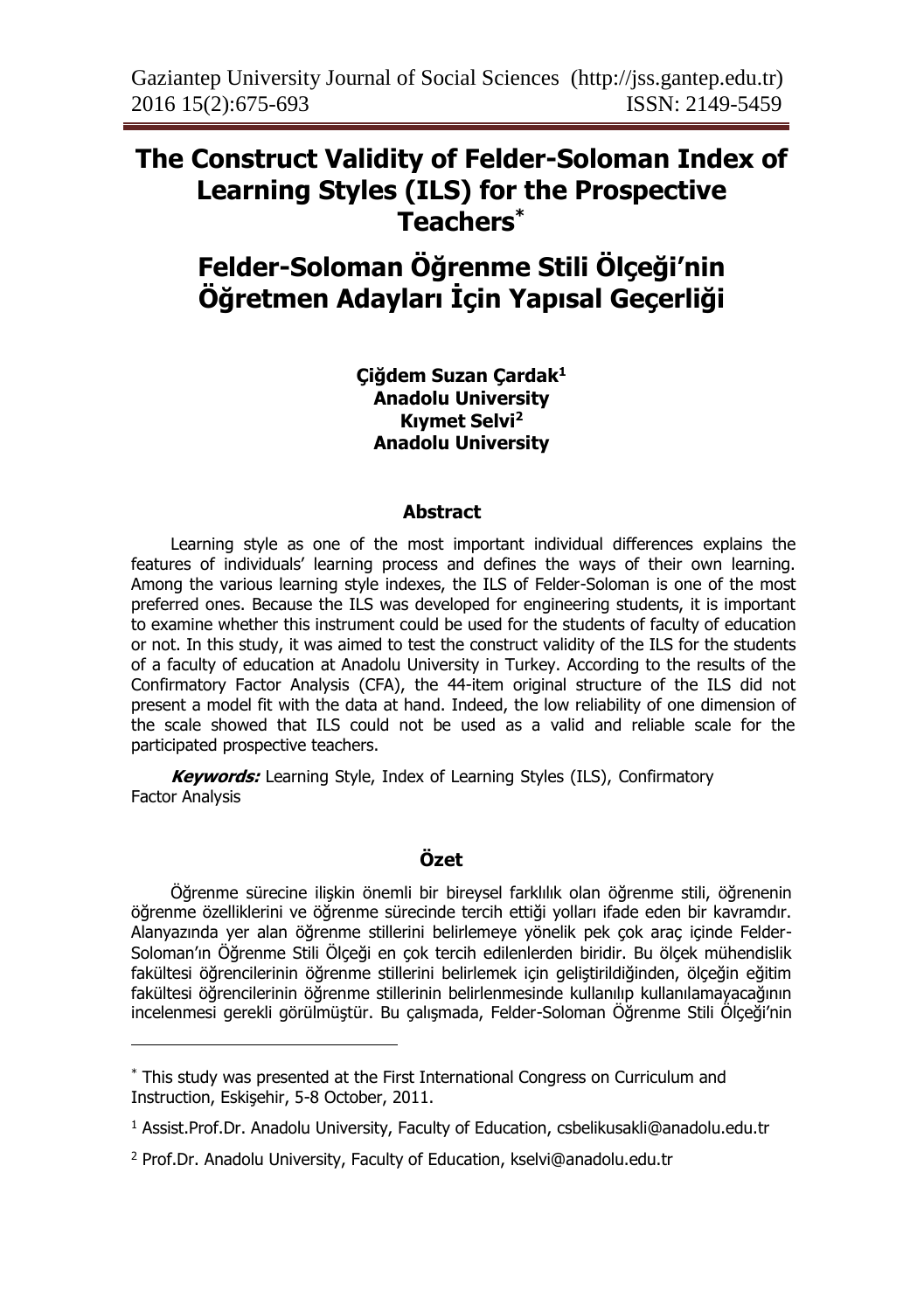# The Construct Validity of Felder-Soloman Index of Learning Styles (ILS) for the Prospective Teachers[*]

# Felder-Soloman Öğrenme Stili Ölçeği'nin Öğretmen Adayları İçin Yapısal Geçerliği

**Çiğdem Suzan Çardak[1]**
**Anadolu University**
**Kıymet Selvi[2]**
**Anadolu University**

### Abstract

Learning style as one of the most important individual differences explains the features of individuals' learning process and defines the ways of their own learning. Among the various learning style indexes, the ILS of Felder-Soloman is one of the most preferred ones. Because the ILS was developed for engineering students, it is important to examine whether this instrument could be used for the students of faculty of education or not. In this study, it was aimed to test the construct validity of the ILS for the students of a faculty of education at Anadolu University in Turkey. According to the results of the Confirmatory Factor Analysis (CFA), the 44-item original structure of the ILS did not present a model fit with the data at hand. Indeed, the low reliability of one dimension of the scale showed that ILS could not be used as a valid and reliable scale for the participated prospective teachers.

***Keywords:*** Learning Style, Index of Learning Styles (ILS), Confirmatory Factor Analysis

### Özet

Öğrenme sürecine ilişkin önemli bir bireysel farklılık olan öğrenme stili, öğrenenin öğrenme özelliklerini ve öğrenme sürecinde tercih ettiği yolları ifade eden bir kavramdır. Alanyazında yer alan öğrenme stillerini belirlemeye yönelik pek çok araç içinde Felder-Soloman'ın Öğrenme Stili Ölçeği en çok tercih edilenlerden biridir. Bu ölçek mühendislik fakültesi öğrencilerinin öğrenme stillerini belirlemek için geliştirildiğinden, ölçeğin eğitim fakültesi öğrencilerinin öğrenme stillerinin belirlenmesinde kullanılıp kullanılamayacağının incelenmesi gerekli görülmüştür. Bu çalışmada, Felder-Soloman Öğrenme Stili Ölçeği'nin

---

[*] This study was presented at the First International Congress on Curriculum and Instruction, Eskişehir, 5-8 October, 2011.

[1] Assist.Prof.Dr. Anadolu University, Faculty of Education, csbelikusakli@anadolu.edu.tr

[2] Prof.Dr. Anadolu University, Faculty of Education, kselvi@anadolu.edu.tr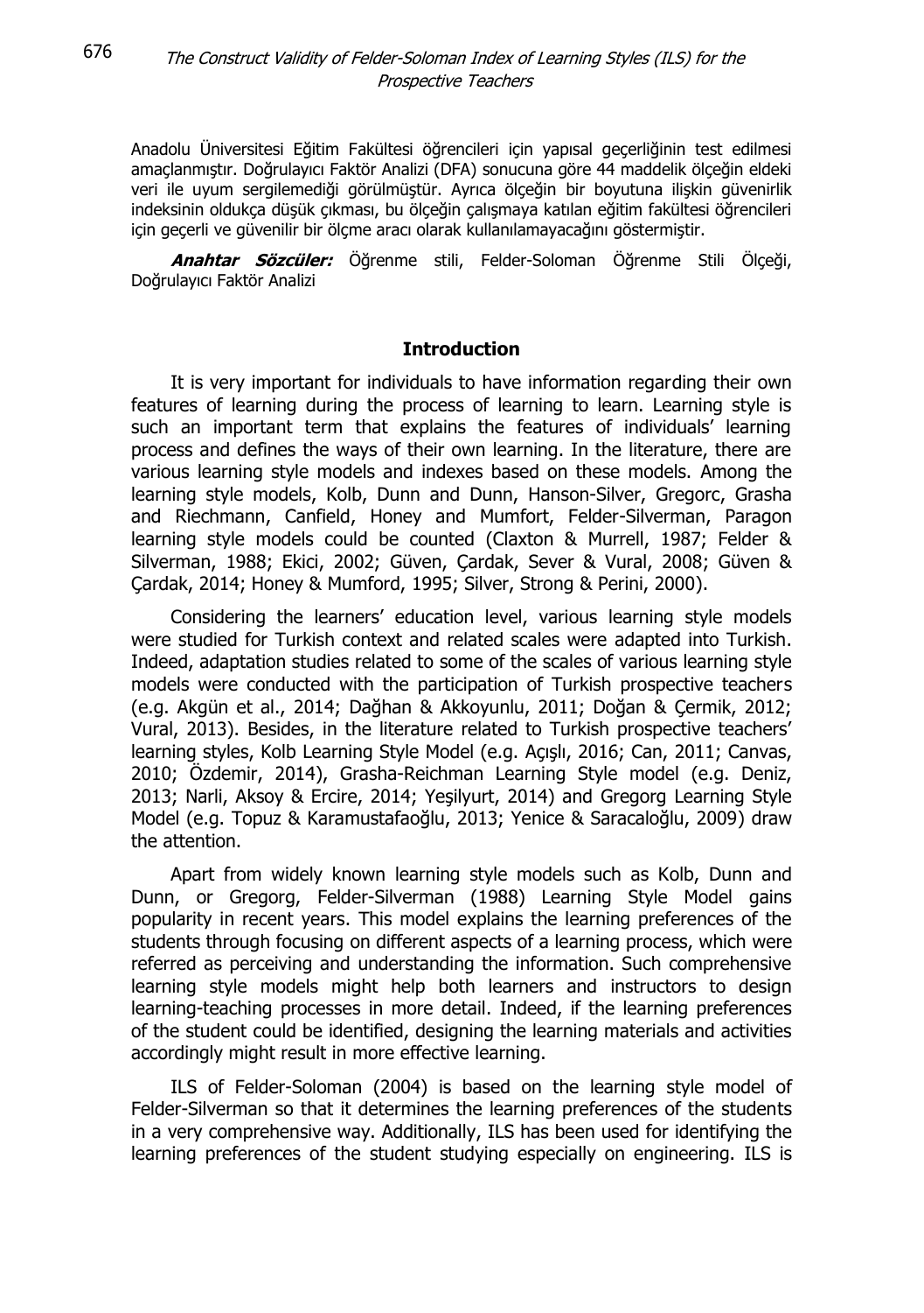Anadolu Üniversitesi Eğitim Fakültesi öğrencileri için yapısal geçerliğinin test edilmesi amaçlanmıştır. Doğrulayıcı Faktör Analizi (DFA) sonucuna göre 44 maddelik ölçeğin eldeki veri ile uyum sergilemediği görülmüştür. Ayrıca ölçeğin bir boyutuna ilişkin güvenirlik indeksinin oldukça düşük çıkması, bu ölçeğin çalışmaya katılan eğitim fakültesi öğrencileri için geçerli ve güvenilir bir ölçme aracı olarak kullanılamayacağını göstermiştir.

***Anahtar Sözcüler:*** Öğrenme stili, Felder-Soloman Öğrenme Stili Ölçeği, Doğrulayıcı Faktör Analizi

## Introduction

It is very important for individuals to have information regarding their own features of learning during the process of learning to learn. Learning style is such an important term that explains the features of individuals' learning process and defines the ways of their own learning. In the literature, there are various learning style models and indexes based on these models. Among the learning style models, Kolb, Dunn and Dunn, Hanson-Silver, Gregorc, Grasha and Riechmann, Canfield, Honey and Mumfort, Felder-Silverman, Paragon learning style models could be counted (Claxton & Murrell, 1987; Felder & Silverman, 1988; Ekici, 2002; Güven, Çardak, Sever & Vural, 2008; Güven & Çardak, 2014; Honey & Mumford, 1995; Silver, Strong & Perini, 2000).

Considering the learners' education level, various learning style models were studied for Turkish context and related scales were adapted into Turkish. Indeed, adaptation studies related to some of the scales of various learning style models were conducted with the participation of Turkish prospective teachers (e.g. Akgün et al., 2014; Dağhan & Akkoyunlu, 2011; Doğan & Çermik, 2012; Vural, 2013). Besides, in the literature related to Turkish prospective teachers' learning styles, Kolb Learning Style Model (e.g. Açışlı, 2016; Can, 2011; Canvas, 2010; Özdemir, 2014), Grasha-Reichman Learning Style model (e.g. Deniz, 2013; Narli, Aksoy & Ercire, 2014; Yeşilyurt, 2014) and Gregorg Learning Style Model (e.g. Topuz & Karamustafaoğlu, 2013; Yenice & Saracaloğlu, 2009) draw the attention.

Apart from widely known learning style models such as Kolb, Dunn and Dunn, or Gregorg, Felder-Silverman (1988) Learning Style Model gains popularity in recent years. This model explains the learning preferences of the students through focusing on different aspects of a learning process, which were referred as perceiving and understanding the information. Such comprehensive learning style models might help both learners and instructors to design learning-teaching processes in more detail. Indeed, if the learning preferences of the student could be identified, designing the learning materials and activities accordingly might result in more effective learning.

ILS of Felder-Soloman (2004) is based on the learning style model of Felder-Silverman so that it determines the learning preferences of the students in a very comprehensive way. Additionally, ILS has been used for identifying the learning preferences of the student studying especially on engineering. ILS is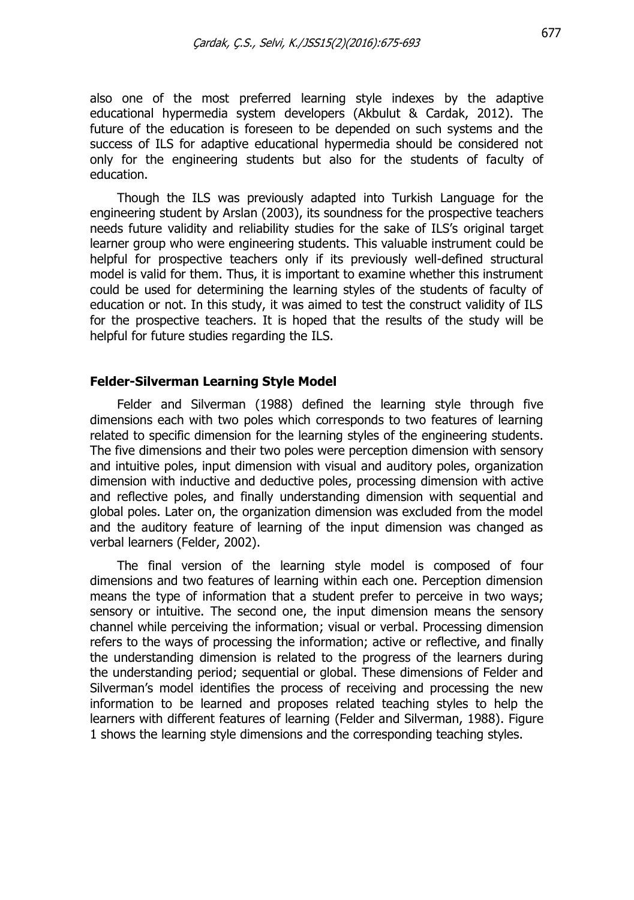also one of the most preferred learning style indexes by the adaptive educational hypermedia system developers (Akbulut & Cardak, 2012). The future of the education is foreseen to be depended on such systems and the success of ILS for adaptive educational hypermedia should be considered not only for the engineering students but also for the students of faculty of education.

Though the ILS was previously adapted into Turkish Language for the engineering student by Arslan (2003), its soundness for the prospective teachers needs future validity and reliability studies for the sake of ILS's original target learner group who were engineering students. This valuable instrument could be helpful for prospective teachers only if its previously well-defined structural model is valid for them. Thus, it is important to examine whether this instrument could be used for determining the learning styles of the students of faculty of education or not. In this study, it was aimed to test the construct validity of ILS for the prospective teachers. It is hoped that the results of the study will be helpful for future studies regarding the ILS.

## Felder-Silverman Learning Style Model

Felder and Silverman (1988) defined the learning style through five dimensions each with two poles which corresponds to two features of learning related to specific dimension for the learning styles of the engineering students. The five dimensions and their two poles were perception dimension with sensory and intuitive poles, input dimension with visual and auditory poles, organization dimension with inductive and deductive poles, processing dimension with active and reflective poles, and finally understanding dimension with sequential and global poles. Later on, the organization dimension was excluded from the model and the auditory feature of learning of the input dimension was changed as verbal learners (Felder, 2002).

The final version of the learning style model is composed of four dimensions and two features of learning within each one. Perception dimension means the type of information that a student prefer to perceive in two ways; sensory or intuitive. The second one, the input dimension means the sensory channel while perceiving the information; visual or verbal. Processing dimension refers to the ways of processing the information; active or reflective, and finally the understanding dimension is related to the progress of the learners during the understanding period; sequential or global. These dimensions of Felder and Silverman's model identifies the process of receiving and processing the new information to be learned and proposes related teaching styles to help the learners with different features of learning (Felder and Silverman, 1988). Figure 1 shows the learning style dimensions and the corresponding teaching styles.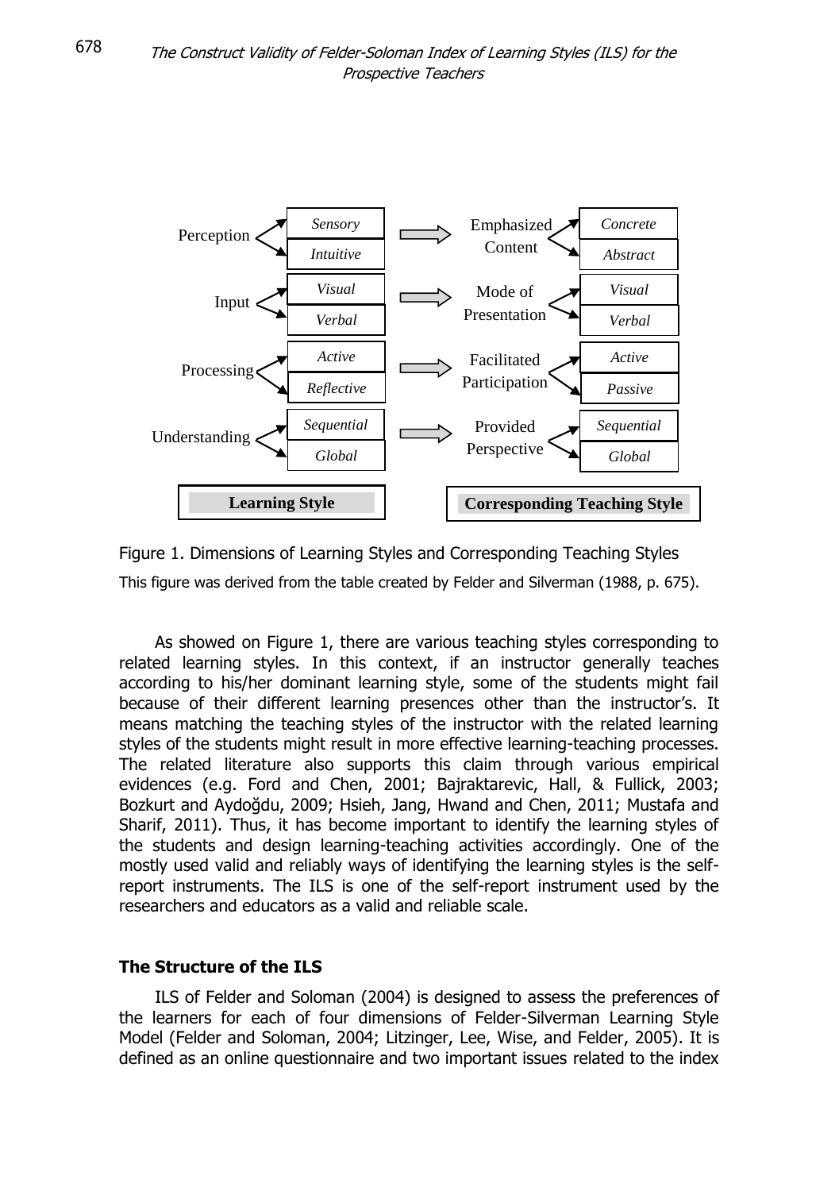| Learning Style | | | Corresponding Teaching Style | |
|---|---|---|---|---|
| Perception | *Sensory* | ⇒ | Emphasized Content | *Concrete* |
| | *Intuitive* | | | *Abstract* |
| Input | *Visual* | ⇒ | Mode of Presentation | *Visual* |
| | *Verbal* | | | *Verbal* |
| Processing | *Active* | ⇒ | Facilitated Participation | *Active* |
| | *Reflective* | | | *Passive* |
| Understanding | *Sequential* | ⇒ | Provided Perspective | *Sequential* |
| | *Global* | | | *Global* |

Figure 1. Dimensions of Learning Styles and Corresponding Teaching Styles

This figure was derived from the table created by Felder and Silverman (1988, p. 675).

As showed on Figure 1, there are various teaching styles corresponding to related learning styles. In this context, if an instructor generally teaches according to his/her dominant learning style, some of the students might fail because of their different learning presences other than the instructor's. It means matching the teaching styles of the instructor with the related learning styles of the students might result in more effective learning-teaching processes. The related literature also supports this claim through various empirical evidences (e.g. Ford and Chen, 2001; Bajraktarevic, Hall, & Fullick, 2003; Bozkurt and Aydoğdu, 2009; Hsieh, Jang, Hwand and Chen, 2011; Mustafa and Sharif, 2011). Thus, it has become important to identify the learning styles of the students and design learning-teaching activities accordingly. One of the mostly used valid and reliably ways of identifying the learning styles is the self-report instruments. The ILS is one of the self-report instrument used by the researchers and educators as a valid and reliable scale.

## The Structure of the ILS

ILS of Felder and Soloman (2004) is designed to assess the preferences of the learners for each of four dimensions of Felder-Silverman Learning Style Model (Felder and Soloman, 2004; Litzinger, Lee, Wise, and Felder, 2005). It is defined as an online questionnaire and two important issues related to the index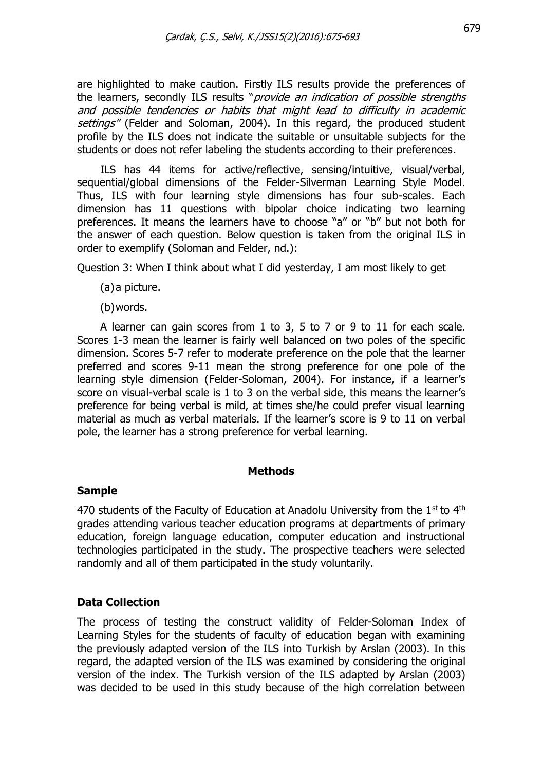are highlighted to make caution. Firstly ILS results provide the preferences of the learners, secondly ILS results "*provide an indication of possible strengths and possible tendencies or habits that might lead to difficulty in academic settings*" (Felder and Soloman, 2004). In this regard, the produced student profile by the ILS does not indicate the suitable or unsuitable subjects for the students or does not refer labeling the students according to their preferences.

ILS has 44 items for active/reflective, sensing/intuitive, visual/verbal, sequential/global dimensions of the Felder-Silverman Learning Style Model. Thus, ILS with four learning style dimensions has four sub-scales. Each dimension has 11 questions with bipolar choice indicating two learning preferences. It means the learners have to choose "a" or "b" but not both for the answer of each question. Below question is taken from the original ILS in order to exemplify (Soloman and Felder, nd.):

Question 3: When I think about what I did yesterday, I am most likely to get

(a) a picture.

(b) words.

A learner can gain scores from 1 to 3, 5 to 7 or 9 to 11 for each scale. Scores 1-3 mean the learner is fairly well balanced on two poles of the specific dimension. Scores 5-7 refer to moderate preference on the pole that the learner preferred and scores 9-11 mean the strong preference for one pole of the learning style dimension (Felder-Soloman, 2004). For instance, if a learner's score on visual-verbal scale is 1 to 3 on the verbal side, this means the learner's preference for being verbal is mild, at times she/he could prefer visual learning material as much as verbal materials. If the learner's score is 9 to 11 on verbal pole, the learner has a strong preference for verbal learning.

## Methods

### Sample

470 students of the Faculty of Education at Anadolu University from the 1st to 4th grades attending various teacher education programs at departments of primary education, foreign language education, computer education and instructional technologies participated in the study. The prospective teachers were selected randomly and all of them participated in the study voluntarily.

### Data Collection

The process of testing the construct validity of Felder-Soloman Index of Learning Styles for the students of faculty of education began with examining the previously adapted version of the ILS into Turkish by Arslan (2003). In this regard, the adapted version of the ILS was examined by considering the original version of the index. The Turkish version of the ILS adapted by Arslan (2003) was decided to be used in this study because of the high correlation between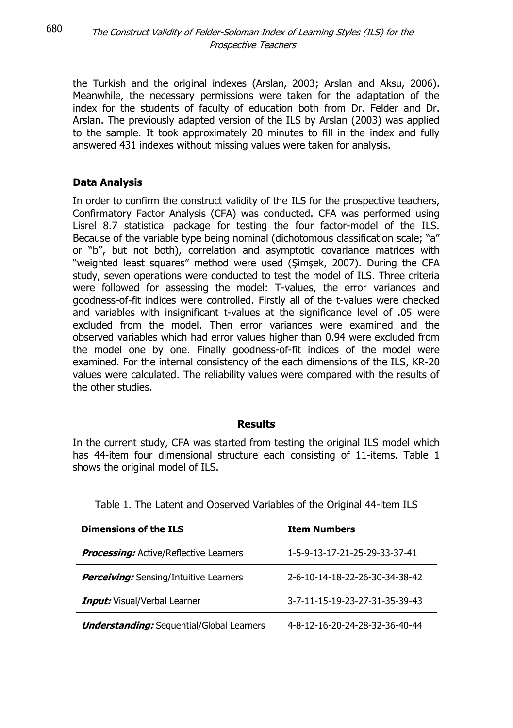the Turkish and the original indexes (Arslan, 2003; Arslan and Aksu, 2006). Meanwhile, the necessary permissions were taken for the adaptation of the index for the students of faculty of education both from Dr. Felder and Dr. Arslan. The previously adapted version of the ILS by Arslan (2003) was applied to the sample. It took approximately 20 minutes to fill in the index and fully answered 431 indexes without missing values were taken for analysis.

### Data Analysis

In order to confirm the construct validity of the ILS for the prospective teachers, Confirmatory Factor Analysis (CFA) was conducted. CFA was performed using Lisrel 8.7 statistical package for testing the four factor-model of the ILS. Because of the variable type being nominal (dichotomous classification scale; "a" or "b", but not both), correlation and asymptotic covariance matrices with "weighted least squares" method were used (Şimşek, 2007). During the CFA study, seven operations were conducted to test the model of ILS. Three criteria were followed for assessing the model: T-values, the error variances and goodness-of-fit indices were controlled. Firstly all of the t-values were checked and variables with insignificant t-values at the significance level of .05 were excluded from the model. Then error variances were examined and the observed variables which had error values higher than 0.94 were excluded from the model one by one. Finally goodness-of-fit indices of the model were examined. For the internal consistency of the each dimensions of the ILS, KR-20 values were calculated. The reliability values were compared with the results of the other studies.

## Results

In the current study, CFA was started from testing the original ILS model which has 44-item four dimensional structure each consisting of 11-items. Table 1 shows the original model of ILS.

Table 1. The Latent and Observed Variables of the Original 44-item ILS

| Dimensions of the ILS | Item Numbers |
|---|---|
| ***Processing:*** Active/Reflective Learners | 1-5-9-13-17-21-25-29-33-37-41 |
| ***Perceiving:*** Sensing/Intuitive Learners | 2-6-10-14-18-22-26-30-34-38-42 |
| ***Input:*** Visual/Verbal Learner | 3-7-11-15-19-23-27-31-35-39-43 |
| ***Understanding:*** Sequential/Global Learners | 4-8-12-16-20-24-28-32-36-40-44 |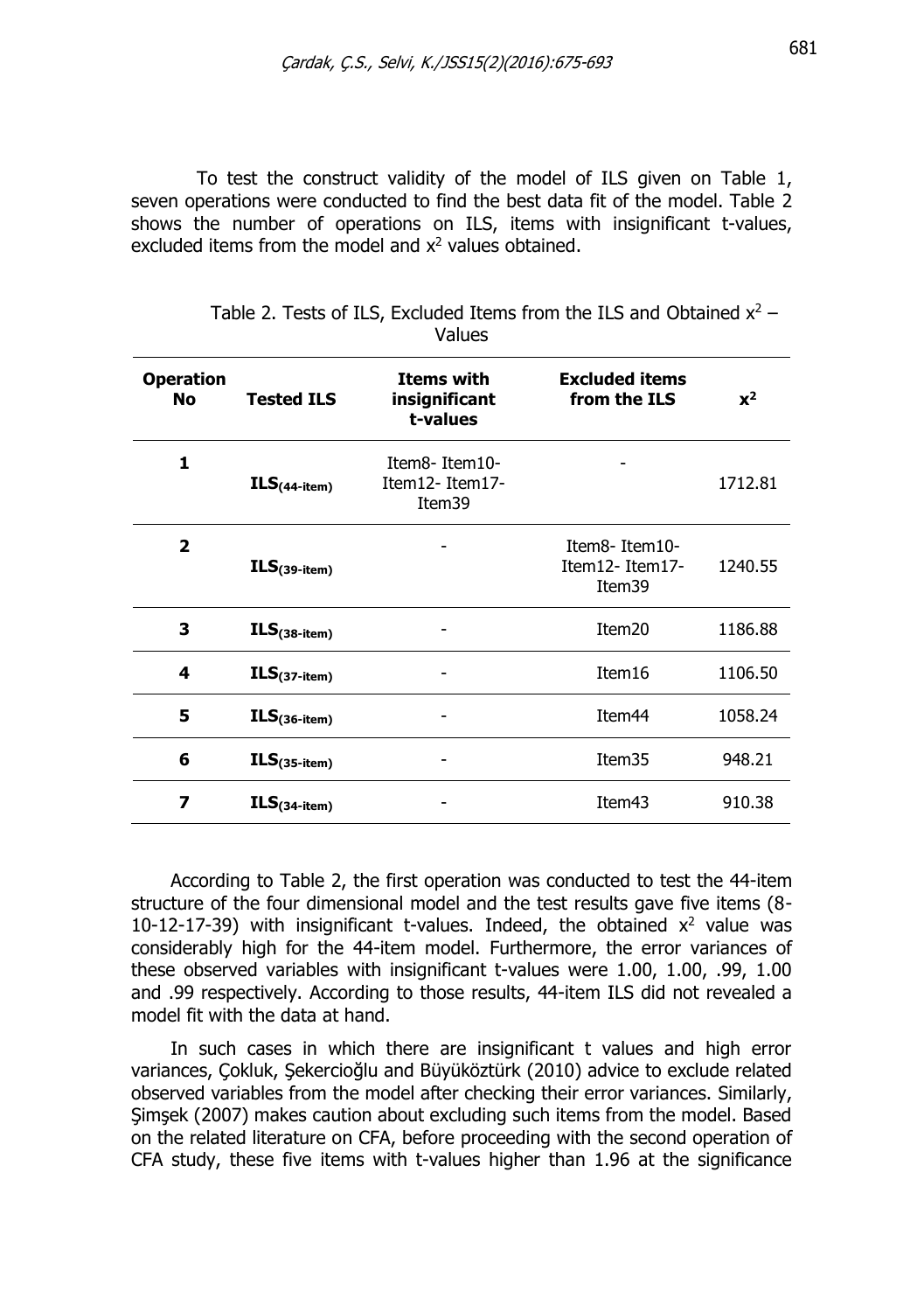To test the construct validity of the model of ILS given on Table 1, seven operations were conducted to find the best data fit of the model. Table 2 shows the number of operations on ILS, items with insignificant t-values, excluded items from the model and $x^2$ values obtained.

Table 2. Tests of ILS, Excluded Items from the ILS and Obtained $x^2$ – Values

| Operation No | Tested ILS | Items with insignificant t-values | Excluded items from the ILS | $x^2$ |
|---|---|---|---|---|
| 1 | $ILS_{(44\text{-item})}$ | Item8- Item10- Item12- Item17- Item39 | - | 1712.81 |
| 2 | $ILS_{(39\text{-item})}$ | - | Item8- Item10- Item12- Item17- Item39 | 1240.55 |
| 3 | $ILS_{(38\text{-item})}$ | - | Item20 | 1186.88 |
| 4 | $ILS_{(37\text{-item})}$ | - | Item16 | 1106.50 |
| 5 | $ILS_{(36\text{-item})}$ | - | Item44 | 1058.24 |
| 6 | $ILS_{(35\text{-item})}$ | - | Item35 | 948.21 |
| 7 | $ILS_{(34\text{-item})}$ | - | Item43 | 910.38 |

According to Table 2, the first operation was conducted to test the 44-item structure of the four dimensional model and the test results gave five items (8-10-12-17-39) with insignificant t-values. Indeed, the obtained $x^2$ value was considerably high for the 44-item model. Furthermore, the error variances of these observed variables with insignificant t-values were 1.00, 1.00, .99, 1.00 and .99 respectively. According to those results, 44-item ILS did not revealed a model fit with the data at hand.

In such cases in which there are insignificant t values and high error variances, Çokluk, Şekercioğlu and Büyüköztürk (2010) advice to exclude related observed variables from the model after checking their error variances. Similarly, Şimşek (2007) makes caution about excluding such items from the model. Based on the related literature on CFA, before proceeding with the second operation of CFA study, these five items with t-values higher than 1.96 at the significance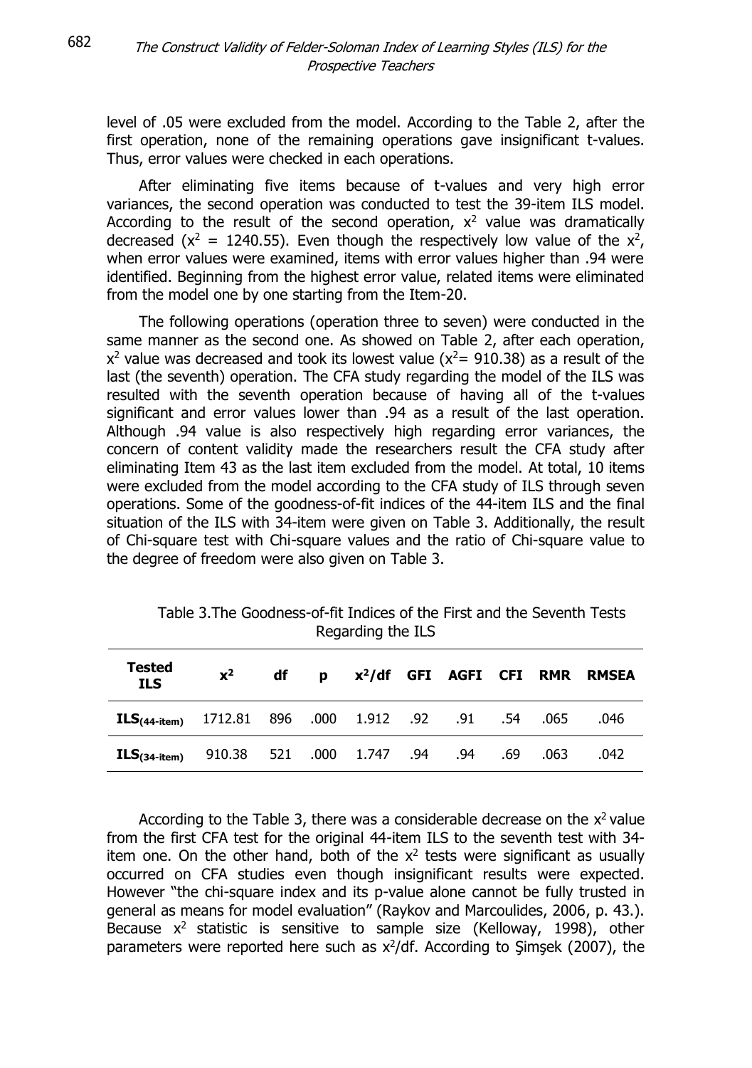level of .05 were excluded from the model. According to the Table 2, after the first operation, none of the remaining operations gave insignificant t-values. Thus, error values were checked in each operations.

After eliminating five items because of t-values and very high error variances, the second operation was conducted to test the 39-item ILS model. According to the result of the second operation, $x^2$ value was dramatically decreased ($x^2$ = 1240.55). Even though the respectively low value of the $x^2$, when error values were examined, items with error values higher than .94 were identified. Beginning from the highest error value, related items were eliminated from the model one by one starting from the Item-20.

The following operations (operation three to seven) were conducted in the same manner as the second one. As showed on Table 2, after each operation, $x^2$ value was decreased and took its lowest value ($x^2$= 910.38) as a result of the last (the seventh) operation. The CFA study regarding the model of the ILS was resulted with the seventh operation because of having all of the t-values significant and error values lower than .94 as a result of the last operation. Although .94 value is also respectively high regarding error variances, the concern of content validity made the researchers result the CFA study after eliminating Item 43 as the last item excluded from the model. At total, 10 items were excluded from the model according to the CFA study of ILS through seven operations. Some of the goodness-of-fit indices of the 44-item ILS and the final situation of the ILS with 34-item were given on Table 3. Additionally, the result of Chi-square test with Chi-square values and the ratio of Chi-square value to the degree of freedom were also given on Table 3.

Table 3.The Goodness-of-fit Indices of the First and the Seventh Tests Regarding the ILS

| Tested ILS | $x^2$ | df | p | $x^2$/df | GFI | AGFI | CFI | RMR | RMSEA |
|---|---|---|---|---|---|---|---|---|---|
| **ILS$_{(44\text{-item})}$** | 1712.81 | 896 | .000 | 1.912 | .92 | .91 | .54 | .065 | .046 |
| **ILS$_{(34\text{-item})}$** | 910.38 | 521 | .000 | 1.747 | .94 | .94 | .69 | .063 | .042 |

According to the Table 3, there was a considerable decrease on the $x^2$ value from the first CFA test for the original 44-item ILS to the seventh test with 34-item one. On the other hand, both of the $x^2$ tests were significant as usually occurred on CFA studies even though insignificant results were expected. However "the chi-square index and its p-value alone cannot be fully trusted in general as means for model evaluation" (Raykov and Marcoulides, 2006, p. 43.). Because $x^2$ statistic is sensitive to sample size (Kelloway, 1998), other parameters were reported here such as $x^2$/df. According to Şimşek (2007), the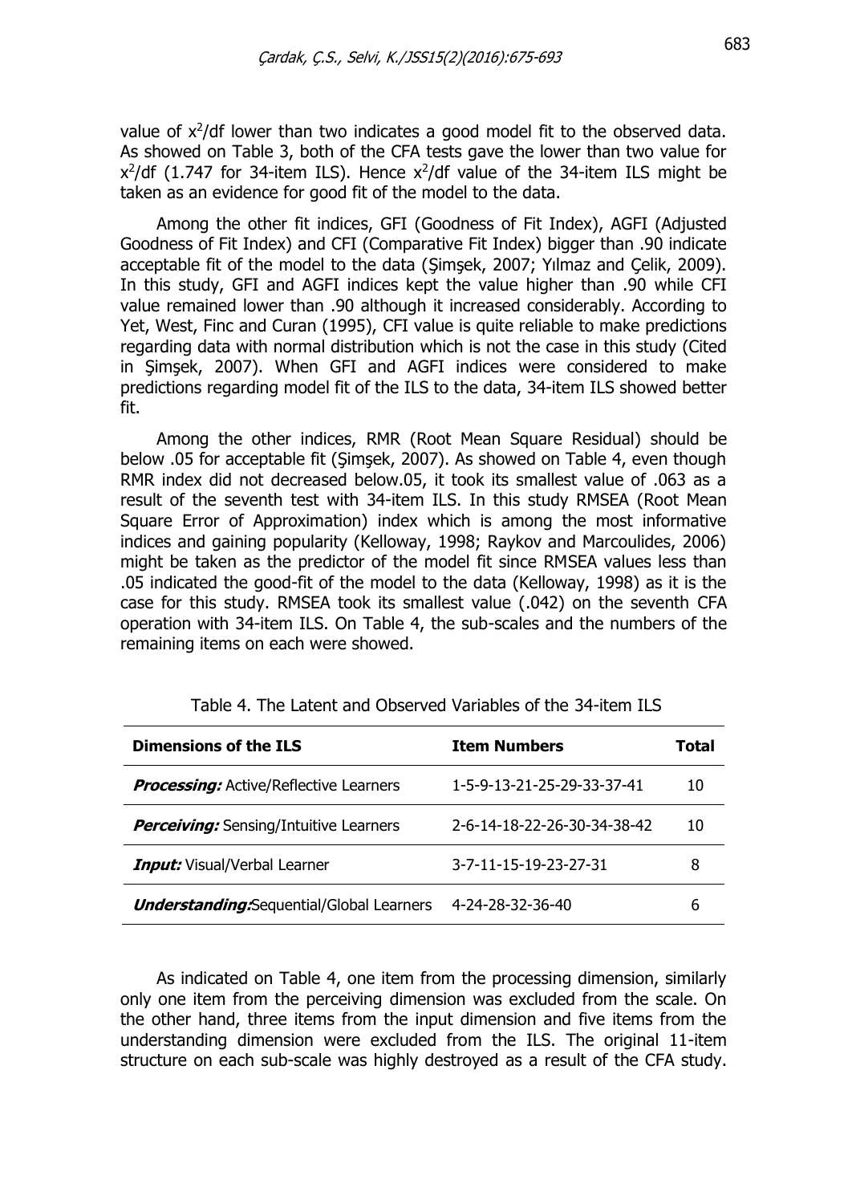value of $x^2$/df lower than two indicates a good model fit to the observed data. As showed on Table 3, both of the CFA tests gave the lower than two value for $x^2$/df (1.747 for 34-item ILS). Hence $x^2$/df value of the 34-item ILS might be taken as an evidence for good fit of the model to the data.

Among the other fit indices, GFI (Goodness of Fit Index), AGFI (Adjusted Goodness of Fit Index) and CFI (Comparative Fit Index) bigger than .90 indicate acceptable fit of the model to the data (Şimşek, 2007; Yılmaz and Çelik, 2009). In this study, GFI and AGFI indices kept the value higher than .90 while CFI value remained lower than .90 although it increased considerably. According to Yet, West, Finc and Curan (1995), CFI value is quite reliable to make predictions regarding data with normal distribution which is not the case in this study (Cited in Şimşek, 2007). When GFI and AGFI indices were considered to make predictions regarding model fit of the ILS to the data, 34-item ILS showed better fit.

Among the other indices, RMR (Root Mean Square Residual) should be below .05 for acceptable fit (Şimşek, 2007). As showed on Table 4, even though RMR index did not decreased below.05, it took its smallest value of .063 as a result of the seventh test with 34-item ILS. In this study RMSEA (Root Mean Square Error of Approximation) index which is among the most informative indices and gaining popularity (Kelloway, 1998; Raykov and Marcoulides, 2006) might be taken as the predictor of the model fit since RMSEA values less than .05 indicated the good-fit of the model to the data (Kelloway, 1998) as it is the case for this study. RMSEA took its smallest value (.042) on the seventh CFA operation with 34-item ILS. On Table 4, the sub-scales and the numbers of the remaining items on each were showed.

Table 4. The Latent and Observed Variables of the 34-item ILS

| **Dimensions of the ILS** | **Item Numbers** | **Total** |
|---|---|---|
| ***Processing:*** Active/Reflective Learners | 1-5-9-13-21-25-29-33-37-41 | 10 |
| ***Perceiving:*** Sensing/Intuitive Learners | 2-6-14-18-22-26-30-34-38-42 | 10 |
| ***Input:*** Visual/Verbal Learner | 3-7-11-15-19-23-27-31 | 8 |
| ***Understanding:***Sequential/Global Learners | 4-24-28-32-36-40 | 6 |

As indicated on Table 4, one item from the processing dimension, similarly only one item from the perceiving dimension was excluded from the scale. On the other hand, three items from the input dimension and five items from the understanding dimension were excluded from the ILS. The original 11-item structure on each sub-scale was highly destroyed as a result of the CFA study.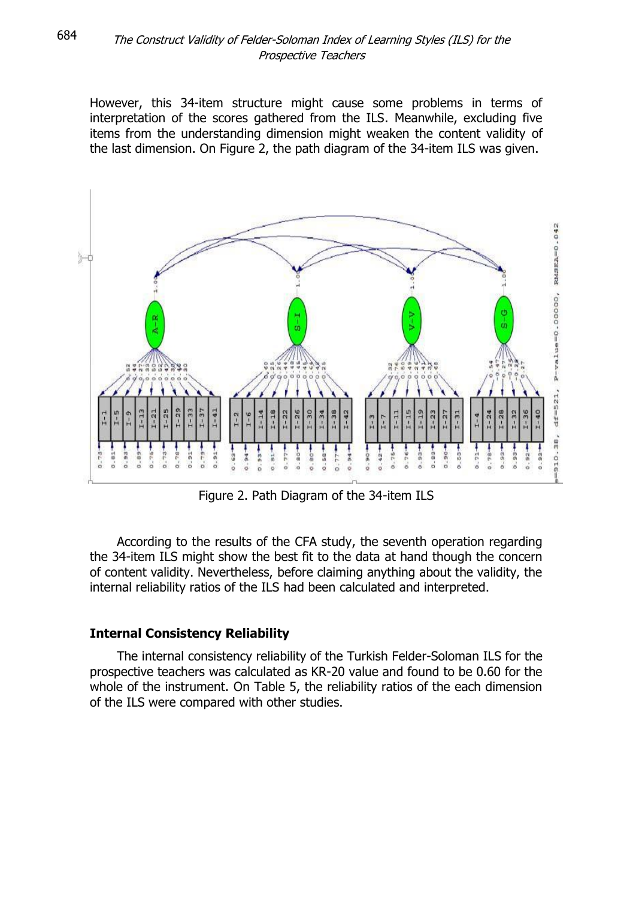However, this 34-item structure might cause some problems in terms of interpretation of the scores gathered from the ILS. Meanwhile, excluding five items from the understanding dimension might weaken the content validity of the last dimension. On Figure 2, the path diagram of the 34-item ILS was given.

Figure 2. Path Diagram of the 34-item ILS

According to the results of the CFA study, the seventh operation regarding the 34-item ILS might show the best fit to the data at hand though the concern of content validity. Nevertheless, before claiming anything about the validity, the internal reliability ratios of the ILS had been calculated and interpreted.

### Internal Consistency Reliability

The internal consistency reliability of the Turkish Felder-Soloman ILS for the prospective teachers was calculated as KR-20 value and found to be 0.60 for the whole of the instrument. On Table 5, the reliability ratios of the each dimension of the ILS were compared with other studies.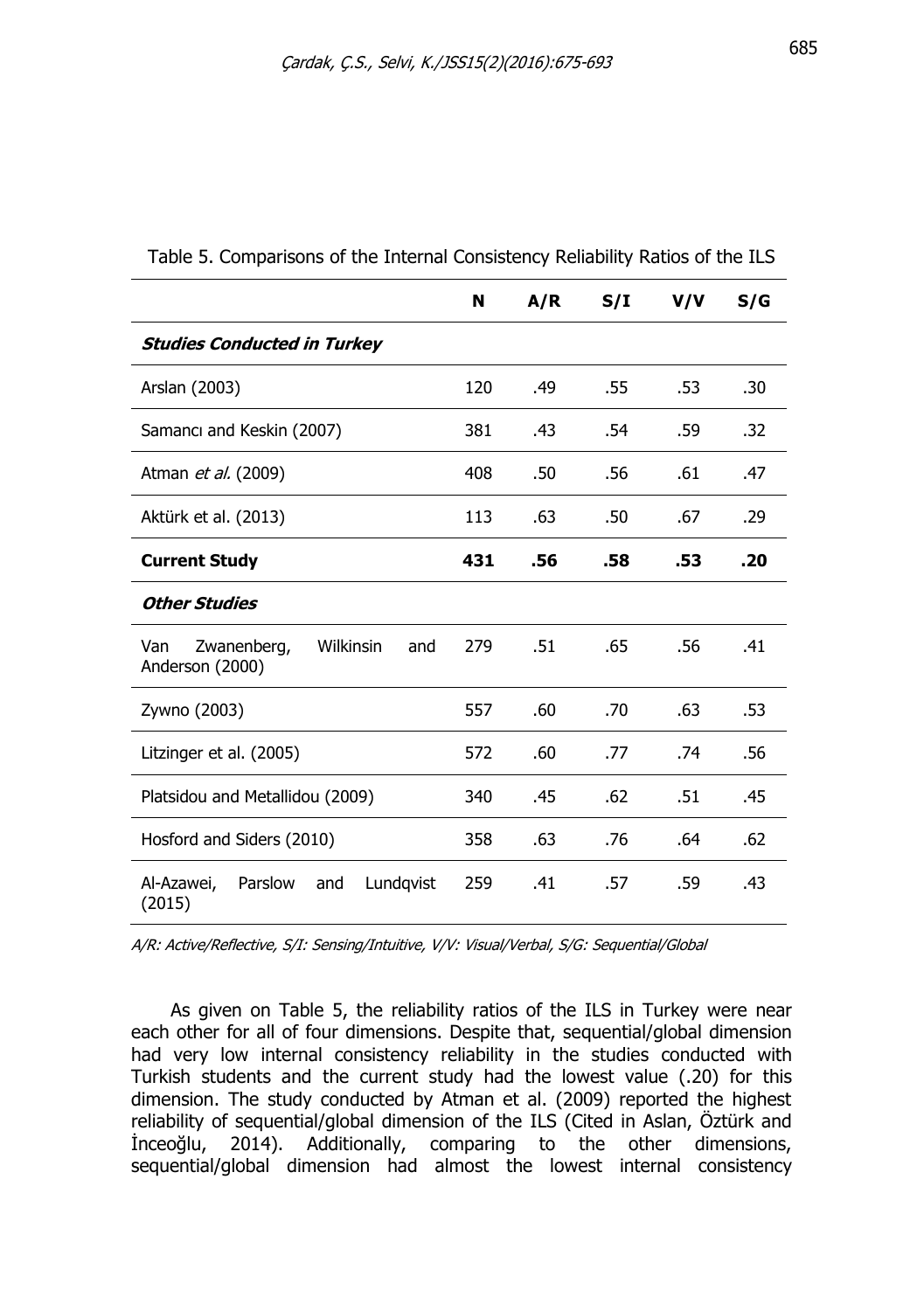Table 5. Comparisons of the Internal Consistency Reliability Ratios of the ILS

| | N | A/R | S/I | V/V | S/G |
|---|---|---|---|---|---|
| ***Studies Conducted in Turkey*** | | | | | |
| Arslan (2003) | 120 | .49 | .55 | .53 | .30 |
| Samancı and Keskin (2007) | 381 | .43 | .54 | .59 | .32 |
| Atman *et al.* (2009) | 408 | .50 | .56 | .61 | .47 |
| Aktürk et al. (2013) | 113 | .63 | .50 | .67 | .29 |
| **Current Study** | **431** | **.56** | **.58** | **.53** | **.20** |
| ***Other Studies*** | | | | | |
| Van Zwanenberg, Wilkinsin and Anderson (2000) | 279 | .51 | .65 | .56 | .41 |
| Zywno (2003) | 557 | .60 | .70 | .63 | .53 |
| Litzinger et al. (2005) | 572 | .60 | .77 | .74 | .56 |
| Platsidou and Metallidou (2009) | 340 | .45 | .62 | .51 | .45 |
| Hosford and Siders (2010) | 358 | .63 | .76 | .64 | .62 |
| Al-Azawei, Parslow and Lundqvist (2015) | 259 | .41 | .57 | .59 | .43 |

*A/R: Active/Reflective, S/I: Sensing/Intuitive, V/V: Visual/Verbal, S/G: Sequential/Global*

As given on Table 5, the reliability ratios of the ILS in Turkey were near each other for all of four dimensions. Despite that, sequential/global dimension had very low internal consistency reliability in the studies conducted with Turkish students and the current study had the lowest value (.20) for this dimension. The study conducted by Atman et al. (2009) reported the highest reliability of sequential/global dimension of the ILS (Cited in Aslan, Öztürk and İnceoğlu, 2014). Additionally, comparing to the other dimensions, sequential/global dimension had almost the lowest internal consistency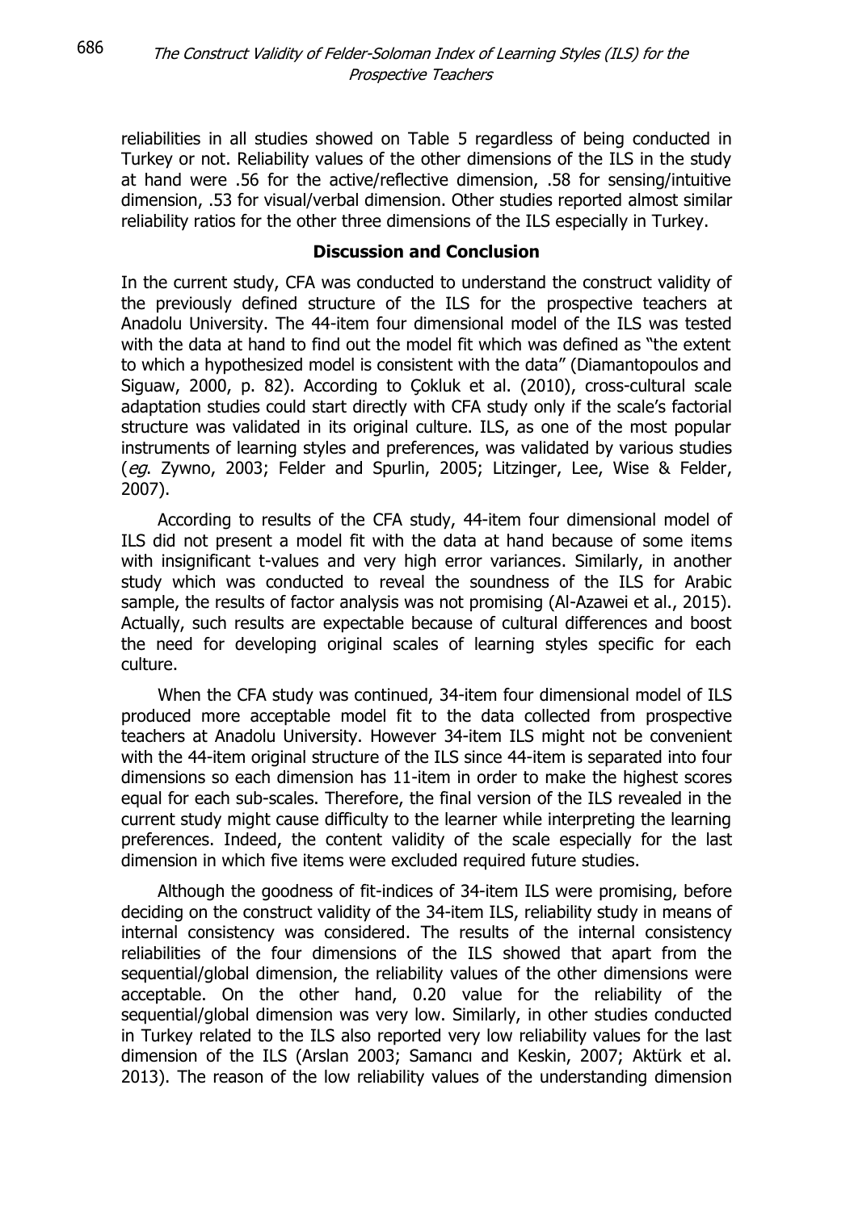reliabilities in all studies showed on Table 5 regardless of being conducted in Turkey or not. Reliability values of the other dimensions of the ILS in the study at hand were .56 for the active/reflective dimension, .58 for sensing/intuitive dimension, .53 for visual/verbal dimension. Other studies reported almost similar reliability ratios for the other three dimensions of the ILS especially in Turkey.

## Discussion and Conclusion

In the current study, CFA was conducted to understand the construct validity of the previously defined structure of the ILS for the prospective teachers at Anadolu University. The 44-item four dimensional model of the ILS was tested with the data at hand to find out the model fit which was defined as "the extent to which a hypothesized model is consistent with the data" (Diamantopoulos and Siguaw, 2000, p. 82). According to Çokluk et al. (2010), cross-cultural scale adaptation studies could start directly with CFA study only if the scale's factorial structure was validated in its original culture. ILS, as one of the most popular instruments of learning styles and preferences, was validated by various studies (*eg*. Zywno, 2003; Felder and Spurlin, 2005; Litzinger, Lee, Wise & Felder, 2007).

According to results of the CFA study, 44-item four dimensional model of ILS did not present a model fit with the data at hand because of some items with insignificant t-values and very high error variances. Similarly, in another study which was conducted to reveal the soundness of the ILS for Arabic sample, the results of factor analysis was not promising (Al-Azawei et al., 2015). Actually, such results are expectable because of cultural differences and boost the need for developing original scales of learning styles specific for each culture.

When the CFA study was continued, 34-item four dimensional model of ILS produced more acceptable model fit to the data collected from prospective teachers at Anadolu University. However 34-item ILS might not be convenient with the 44-item original structure of the ILS since 44-item is separated into four dimensions so each dimension has 11-item in order to make the highest scores equal for each sub-scales. Therefore, the final version of the ILS revealed in the current study might cause difficulty to the learner while interpreting the learning preferences. Indeed, the content validity of the scale especially for the last dimension in which five items were excluded required future studies.

Although the goodness of fit-indices of 34-item ILS were promising, before deciding on the construct validity of the 34-item ILS, reliability study in means of internal consistency was considered. The results of the internal consistency reliabilities of the four dimensions of the ILS showed that apart from the sequential/global dimension, the reliability values of the other dimensions were acceptable. On the other hand, 0.20 value for the reliability of the sequential/global dimension was very low. Similarly, in other studies conducted in Turkey related to the ILS also reported very low reliability values for the last dimension of the ILS (Arslan 2003; Samancı and Keskin, 2007; Aktürk et al. 2013). The reason of the low reliability values of the understanding dimension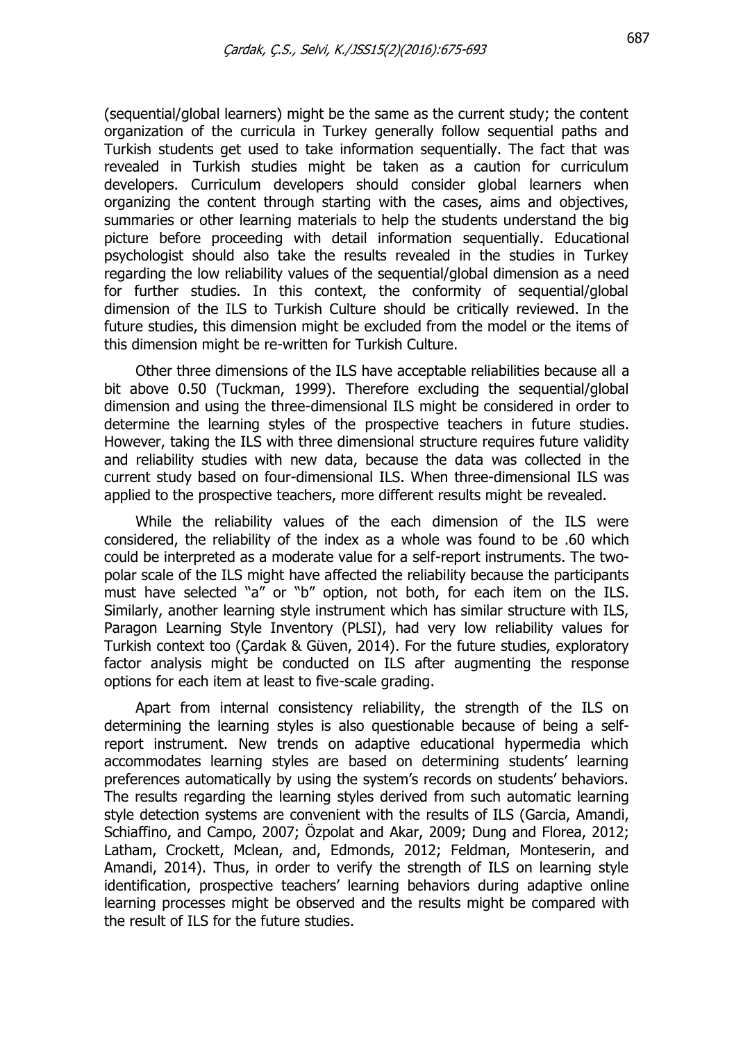(sequential/global learners) might be the same as the current study; the content organization of the curricula in Turkey generally follow sequential paths and Turkish students get used to take information sequentially. The fact that was revealed in Turkish studies might be taken as a caution for curriculum developers. Curriculum developers should consider global learners when organizing the content through starting with the cases, aims and objectives, summaries or other learning materials to help the students understand the big picture before proceeding with detail information sequentially. Educational psychologist should also take the results revealed in the studies in Turkey regarding the low reliability values of the sequential/global dimension as a need for further studies. In this context, the conformity of sequential/global dimension of the ILS to Turkish Culture should be critically reviewed. In the future studies, this dimension might be excluded from the model or the items of this dimension might be re-written for Turkish Culture.

Other three dimensions of the ILS have acceptable reliabilities because all a bit above 0.50 (Tuckman, 1999). Therefore excluding the sequential/global dimension and using the three-dimensional ILS might be considered in order to determine the learning styles of the prospective teachers in future studies. However, taking the ILS with three dimensional structure requires future validity and reliability studies with new data, because the data was collected in the current study based on four-dimensional ILS. When three-dimensional ILS was applied to the prospective teachers, more different results might be revealed.

While the reliability values of the each dimension of the ILS were considered, the reliability of the index as a whole was found to be .60 which could be interpreted as a moderate value for a self-report instruments. The two-polar scale of the ILS might have affected the reliability because the participants must have selected "a" or "b" option, not both, for each item on the ILS. Similarly, another learning style instrument which has similar structure with ILS, Paragon Learning Style Inventory (PLSI), had very low reliability values for Turkish context too (Çardak & Güven, 2014). For the future studies, exploratory factor analysis might be conducted on ILS after augmenting the response options for each item at least to five-scale grading.

Apart from internal consistency reliability, the strength of the ILS on determining the learning styles is also questionable because of being a self-report instrument. New trends on adaptive educational hypermedia which accommodates learning styles are based on determining students' learning preferences automatically by using the system's records on students' behaviors. The results regarding the learning styles derived from such automatic learning style detection systems are convenient with the results of ILS (Garcia, Amandi, Schiaffino, and Campo, 2007; Özpolat and Akar, 2009; Dung and Florea, 2012; Latham, Crockett, Mclean, and, Edmonds, 2012; Feldman, Monteserin, and Amandi, 2014). Thus, in order to verify the strength of ILS on learning style identification, prospective teachers' learning behaviors during adaptive online learning processes might be observed and the results might be compared with the result of ILS for the future studies.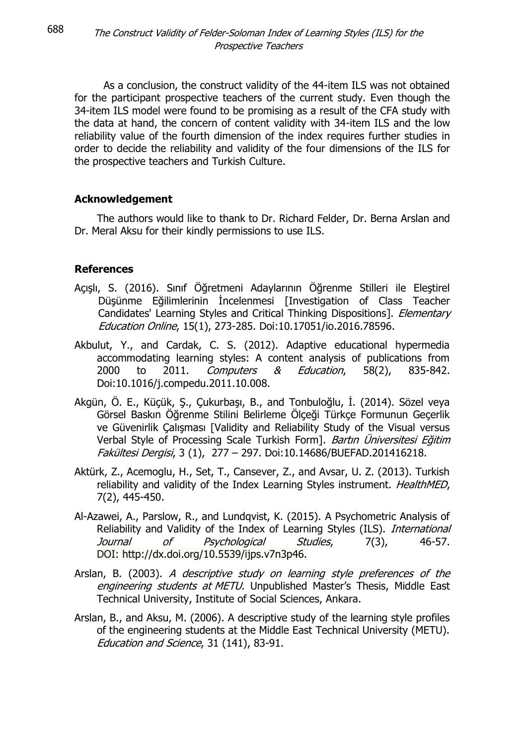As a conclusion, the construct validity of the 44-item ILS was not obtained for the participant prospective teachers of the current study. Even though the 34-item ILS model were found to be promising as a result of the CFA study with the data at hand, the concern of content validity with 34-item ILS and the low reliability value of the fourth dimension of the index requires further studies in order to decide the reliability and validity of the four dimensions of the ILS for the prospective teachers and Turkish Culture.

## Acknowledgement

The authors would like to thank to Dr. Richard Felder, Dr. Berna Arslan and Dr. Meral Aksu for their kindly permissions to use ILS.

## References

Açışlı, S. (2016). Sınıf Öğretmeni Adaylarının Öğrenme Stilleri ile Eleştirel Düşünme Eğilimlerinin İncelenmesi [Investigation of Class Teacher Candidates' Learning Styles and Critical Thinking Dispositions]. *Elementary Education Online*, 15(1), 273-285. Doi:10.17051/io.2016.78596.

Akbulut, Y., and Cardak, C. S. (2012). Adaptive educational hypermedia accommodating learning styles: A content analysis of publications from 2000 to 2011. *Computers & Education*, 58(2), 835-842. Doi:10.1016/j.compedu.2011.10.008.

Akgün, Ö. E., Küçük, Ş., Çukurbaşı, B., and Tonbuloğlu, İ. (2014). Sözel veya Görsel Baskın Öğrenme Stilini Belirleme Ölçeği Türkçe Formunun Geçerlik ve Güvenirlik Çalışması [Validity and Reliability Study of the Visual versus Verbal Style of Processing Scale Turkish Form]. *Bartın Üniversitesi Eğitim Fakültesi Dergisi*, 3 (1), 277 – 297. Doi:10.14686/BUEFAD.201416218.

Aktürk, Z., Acemoglu, H., Set, T., Cansever, Z., and Avsar, U. Z. (2013). Turkish reliability and validity of the Index Learning Styles instrument. *HealthMED*, 7(2), 445-450.

Al-Azawei, A., Parslow, R., and Lundqvist, K. (2015). A Psychometric Analysis of Reliability and Validity of the Index of Learning Styles (ILS). *International Journal of Psychological Studies*, 7(3), 46-57. DOI: http://dx.doi.org/10.5539/ijps.v7n3p46.

Arslan, B. (2003). *A descriptive study on learning style preferences of the engineering students at METU.* Unpublished Master's Thesis, Middle East Technical University, Institute of Social Sciences, Ankara.

Arslan, B., and Aksu, M. (2006). A descriptive study of the learning style profiles of the engineering students at the Middle East Technical University (METU). *Education and Science*, 31 (141), 83-91.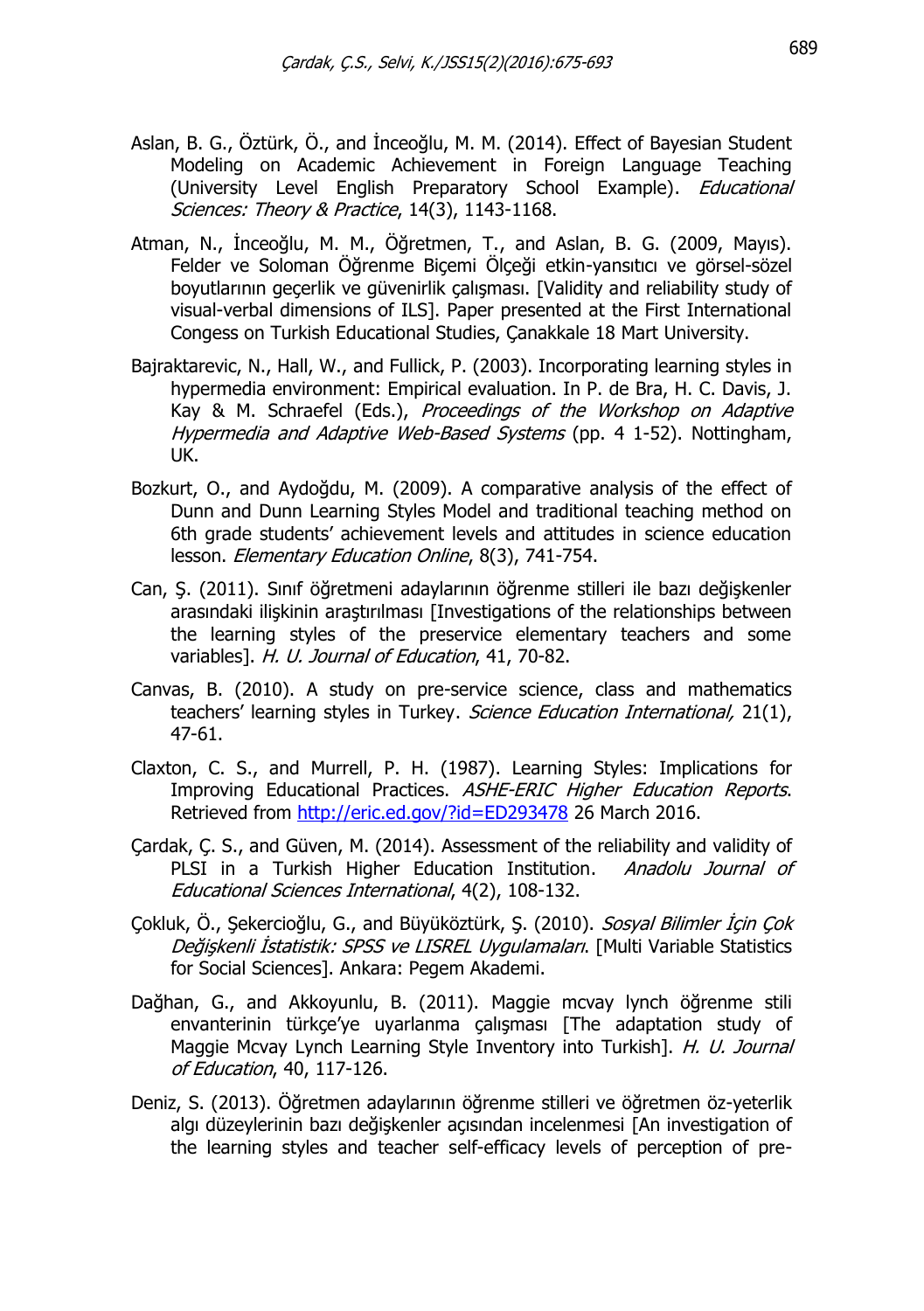Aslan, B. G., Öztürk, Ö., and İnceoğlu, M. M. (2014). Effect of Bayesian Student Modeling on Academic Achievement in Foreign Language Teaching (University Level English Preparatory School Example). *Educational Sciences: Theory & Practice*, 14(3), 1143-1168.

Atman, N., İnceoğlu, M. M., Öğretmen, T., and Aslan, B. G. (2009, Mayıs). Felder ve Soloman Öğrenme Biçemi Ölçeği etkin-yansıtıcı ve görsel-sözel boyutlarının geçerlik ve güvenirlik çalışması. [Validity and reliability study of visual-verbal dimensions of ILS]. Paper presented at the First International Congess on Turkish Educational Studies, Çanakkale 18 Mart University.

Bajraktarevic, N., Hall, W., and Fullick, P. (2003). Incorporating learning styles in hypermedia environment: Empirical evaluation. In P. de Bra, H. C. Davis, J. Kay & M. Schraefel (Eds.), *Proceedings of the Workshop on Adaptive Hypermedia and Adaptive Web-Based Systems* (pp. 4 1-52). Nottingham, UK.

Bozkurt, O., and Aydoğdu, M. (2009). A comparative analysis of the effect of Dunn and Dunn Learning Styles Model and traditional teaching method on 6th grade students' achievement levels and attitudes in science education lesson. *Elementary Education Online*, 8(3), 741-754.

Can, Ş. (2011). Sınıf öğretmeni adaylarının öğrenme stilleri ile bazı değişkenler arasındaki ilişkinin araştırılması [Investigations of the relationships between the learning styles of the preservice elementary teachers and some variables]. *H. U. Journal of Education*, 41, 70-82.

Canvas, B. (2010). A study on pre-service science, class and mathematics teachers' learning styles in Turkey. *Science Education International,* 21(1), 47-61.

Claxton, C. S., and Murrell, P. H. (1987). Learning Styles: Implications for Improving Educational Practices. *ASHE-ERIC Higher Education Reports*. Retrieved from http://eric.ed.gov/?id=ED293478 26 March 2016.

Çardak, Ç. S., and Güven, M. (2014). Assessment of the reliability and validity of PLSI in a Turkish Higher Education Institution. *Anadolu Journal of Educational Sciences International*, 4(2), 108-132.

Çokluk, Ö., Şekercioğlu, G., and Büyüköztürk, Ş. (2010). *Sosyal Bilimler İçin Çok Değişkenli İstatistik: SPSS ve LISREL Uygulamaları*. [Multi Variable Statistics for Social Sciences]. Ankara: Pegem Akademi.

Dağhan, G., and Akkoyunlu, B. (2011). Maggie mcvay lynch öğrenme stili envanterinin türkçe'ye uyarlanma çalışması [The adaptation study of Maggie Mcvay Lynch Learning Style Inventory into Turkish]. *H. U. Journal of Education*, 40, 117-126.

Deniz, S. (2013). Öğretmen adaylarının öğrenme stilleri ve öğretmen öz-yeterlik algı düzeylerinin bazı değişkenler açısından incelenmesi [An investigation of the learning styles and teacher self-efficacy levels of perception of pre-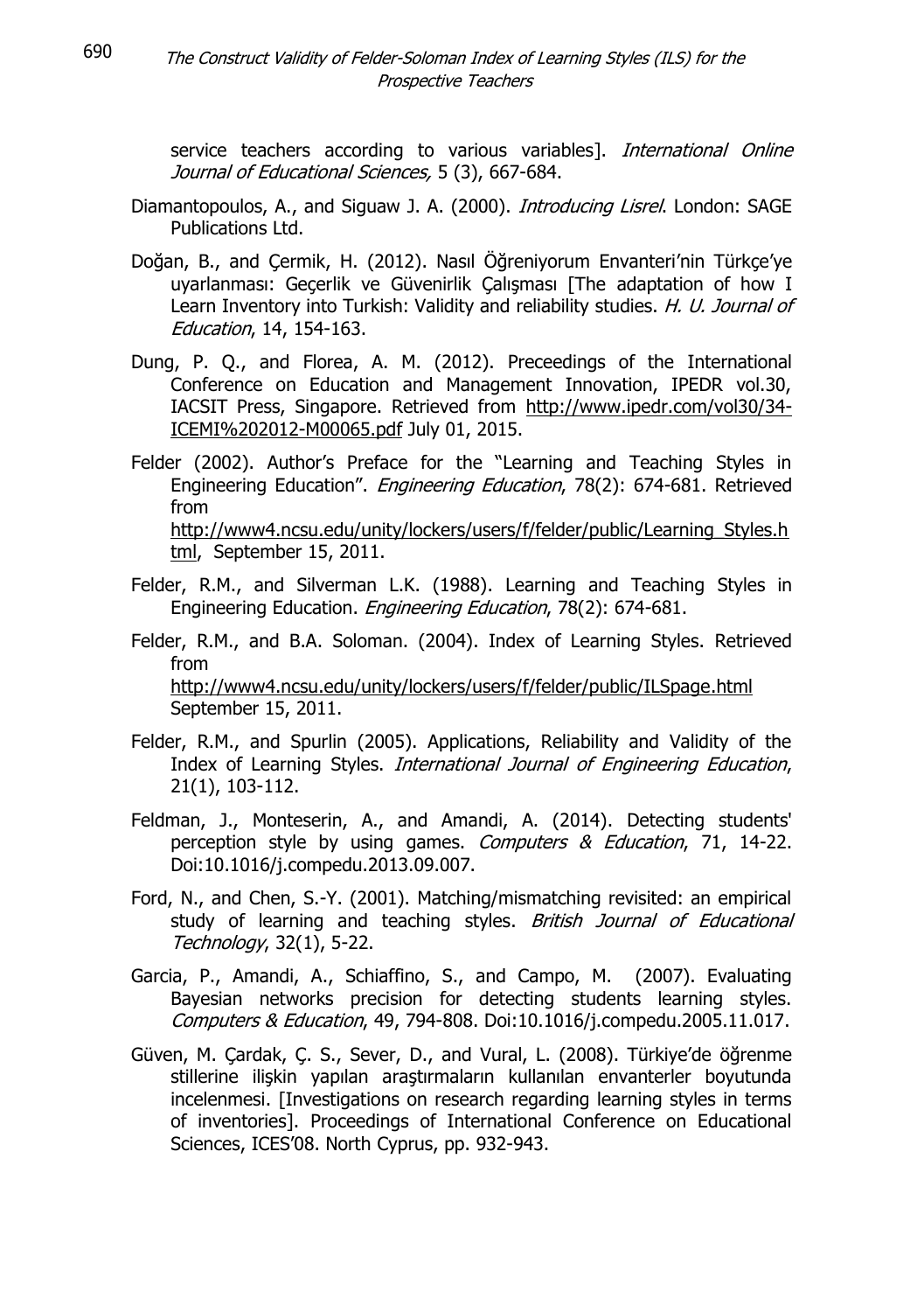service teachers according to various variables]. *International Online Journal of Educational Sciences,* 5 (3), 667-684.

Diamantopoulos, A., and Siguaw J. A. (2000). *Introducing Lisrel*. London: SAGE Publications Ltd.

Doğan, B., and Çermik, H. (2012). Nasıl Öğreniyorum Envanteri'nin Türkçe'ye uyarlanması: Geçerlik ve Güvenirlik Çalışması [The adaptation of how I Learn Inventory into Turkish: Validity and reliability studies. *H. U. Journal of Education*, 14, 154-163.

Dung, P. Q., and Florea, A. M. (2012). Preceedings of the International Conference on Education and Management Innovation, IPEDR vol.30, IACSIT Press, Singapore. Retrieved from http://www.ipedr.com/vol30/34-ICEMI%202012-M00065.pdf July 01, 2015.

Felder (2002). Author's Preface for the "Learning and Teaching Styles in Engineering Education". *Engineering Education*, 78(2): 674-681. Retrieved from http://www4.ncsu.edu/unity/lockers/users/f/felder/public/Learning_Styles.html, September 15, 2011.

Felder, R.M., and Silverman L.K. (1988). Learning and Teaching Styles in Engineering Education. *Engineering Education*, 78(2): 674-681.

Felder, R.M., and B.A. Soloman. (2004). Index of Learning Styles. Retrieved from http://www4.ncsu.edu/unity/lockers/users/f/felder/public/ILSpage.html September 15, 2011.

Felder, R.M., and Spurlin (2005). Applications, Reliability and Validity of the Index of Learning Styles. *International Journal of Engineering Education*, 21(1), 103-112.

Feldman, J., Monteserin, A., and Amandi, A. (2014). Detecting students' perception style by using games. *Computers & Education*, 71, 14-22. Doi:10.1016/j.compedu.2013.09.007.

Ford, N., and Chen, S.-Y. (2001). Matching/mismatching revisited: an empirical study of learning and teaching styles. *British Journal of Educational Technology*, 32(1), 5-22.

Garcia, P., Amandi, A., Schiaffino, S., and Campo, M. (2007). Evaluating Bayesian networks precision for detecting students learning styles. *Computers & Education*, 49, 794-808. Doi:10.1016/j.compedu.2005.11.017.

Güven, M. Çardak, Ç. S., Sever, D., and Vural, L. (2008). Türkiye'de öğrenme stillerine ilişkin yapılan araştırmaların kullanılan envanterler boyutunda incelenmesi. [Investigations on research regarding learning styles in terms of inventories]. Proceedings of International Conference on Educational Sciences, ICES'08. North Cyprus, pp. 932-943.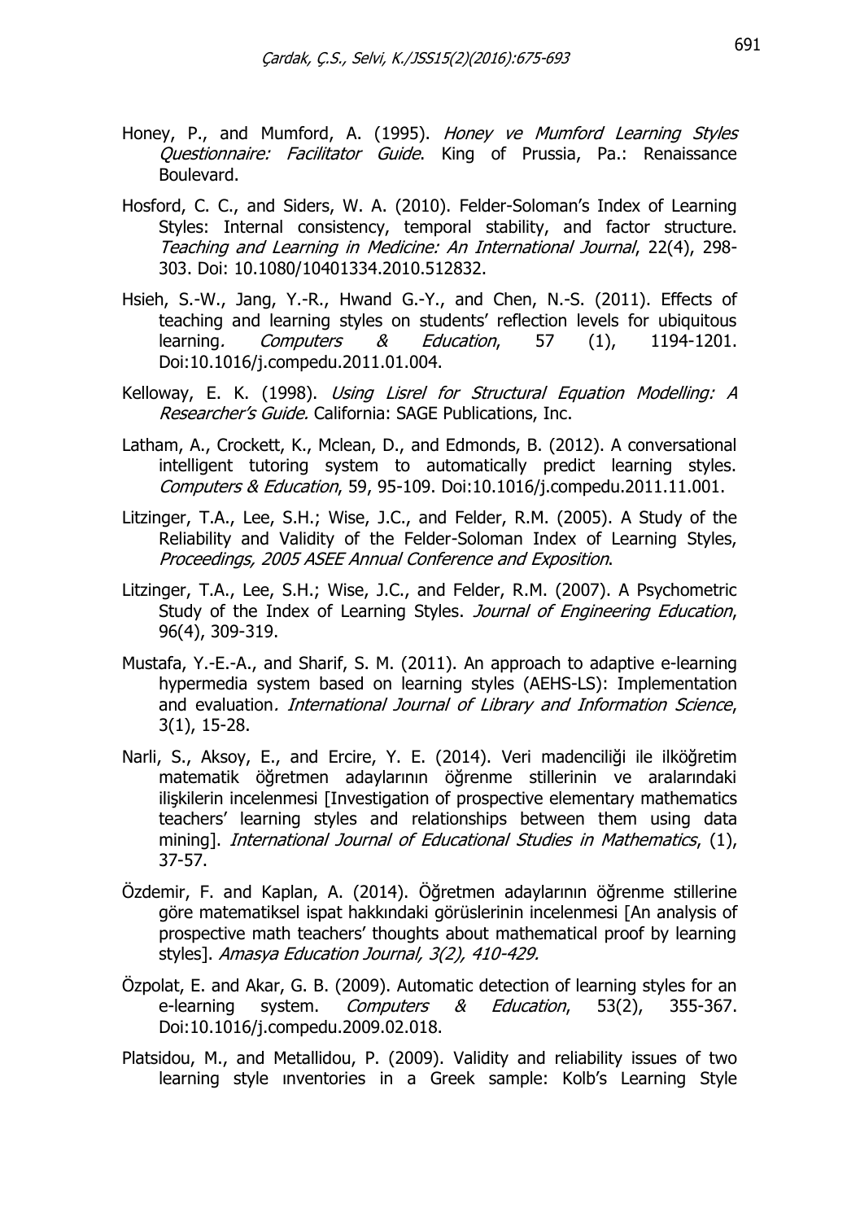Honey, P., and Mumford, A. (1995). *Honey ve Mumford Learning Styles Questionnaire: Facilitator Guide*. King of Prussia, Pa.: Renaissance Boulevard.

Hosford, C. C., and Siders, W. A. (2010). Felder-Soloman's Index of Learning Styles: Internal consistency, temporal stability, and factor structure. *Teaching and Learning in Medicine: An International Journal*, 22(4), 298-303. Doi: 10.1080/10401334.2010.512832.

Hsieh, S.-W., Jang, Y.-R., Hwand G.-Y., and Chen, N.-S. (2011). Effects of teaching and learning styles on students' reflection levels for ubiquitous learning*. Computers & Education*, 57 (1), 1194-1201. Doi:10.1016/j.compedu.2011.01.004.

Kelloway, E. K. (1998). *Using Lisrel for Structural Equation Modelling: A Researcher's Guide.* California: SAGE Publications, Inc.

Latham, A., Crockett, K., Mclean, D., and Edmonds, B. (2012). A conversational intelligent tutoring system to automatically predict learning styles. *Computers & Education*, 59, 95-109. Doi:10.1016/j.compedu.2011.11.001.

Litzinger, T.A., Lee, S.H.; Wise, J.C., and Felder, R.M. (2005). A Study of the Reliability and Validity of the Felder-Soloman Index of Learning Styles, *Proceedings, 2005 ASEE Annual Conference and Exposition*.

Litzinger, T.A., Lee, S.H.; Wise, J.C., and Felder, R.M. (2007). A Psychometric Study of the Index of Learning Styles. *Journal of Engineering Education*, 96(4), 309-319.

Mustafa, Y.-E.-A., and Sharif, S. M. (2011). An approach to adaptive e-learning hypermedia system based on learning styles (AEHS-LS): Implementation and evaluation*. International Journal of Library and Information Science*, 3(1), 15-28.

Narli, S., Aksoy, E., and Ercire, Y. E. (2014). Veri madenciliği ile ilköğretim matematik öğretmen adaylarının öğrenme stillerinin ve aralarındaki ilişkilerin incelenmesi [Investigation of prospective elementary mathematics teachers' learning styles and relationships between them using data mining]. *International Journal of Educational Studies in Mathematics*, (1), 37-57.

Özdemir, F. and Kaplan, A. (2014). Öğretmen adaylarının öğrenme stillerine göre matematiksel ispat hakkındaki görüslerinin incelenmesi [An analysis of prospective math teachers' thoughts about mathematical proof by learning styles]. *Amasya Education Journal, 3(2), 410-429.*

Özpolat, E. and Akar, G. B. (2009). Automatic detection of learning styles for an e-learning system. *Computers & Education*, 53(2), 355-367. Doi:10.1016/j.compedu.2009.02.018.

Platsidou, M., and Metallidou, P. (2009). Validity and reliability issues of two learning style ınventories in a Greek sample: Kolb's Learning Style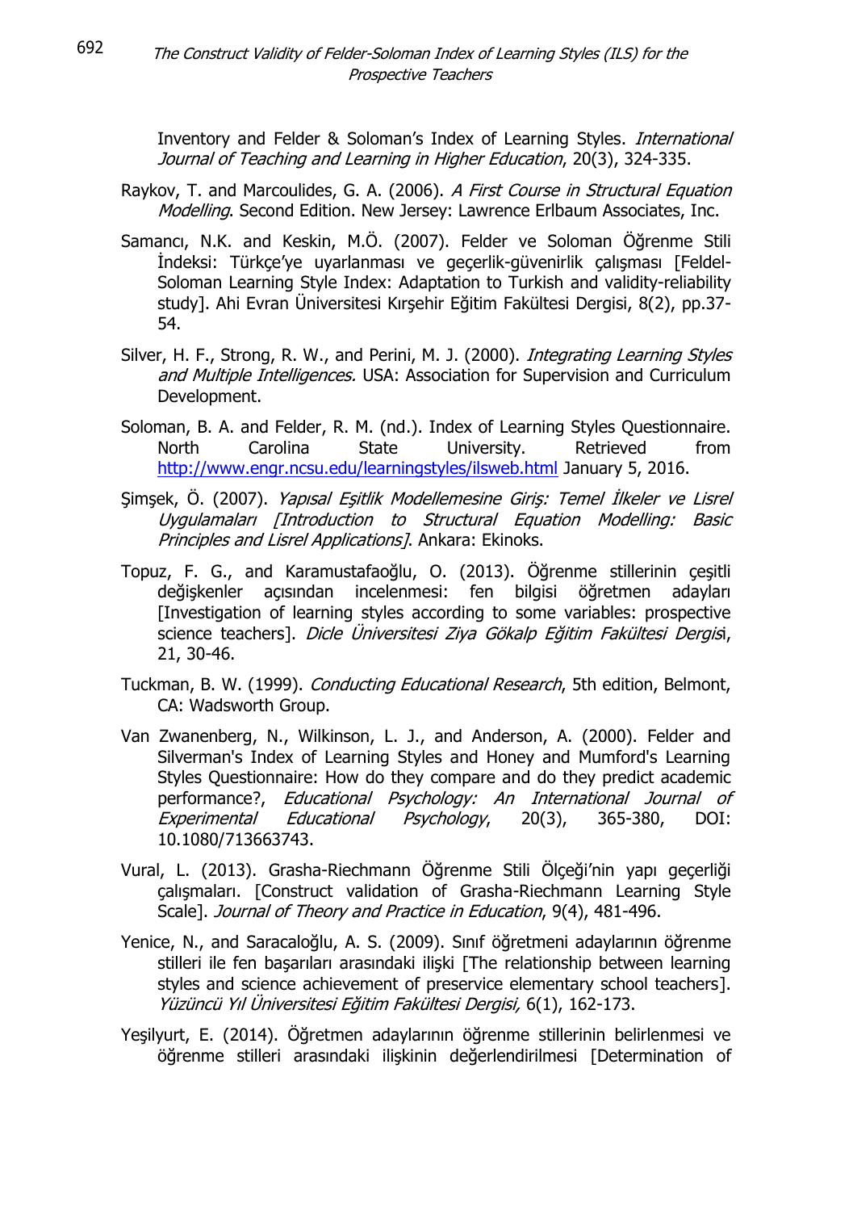Inventory and Felder & Soloman's Index of Learning Styles. *International Journal of Teaching and Learning in Higher Education*, 20(3), 324-335.

Raykov, T. and Marcoulides, G. A. (2006). *A First Course in Structural Equation Modelling*. Second Edition. New Jersey: Lawrence Erlbaum Associates, Inc.

Samancı, N.K. and Keskin, M.Ö. (2007). Felder ve Soloman Öğrenme Stili İndeksi: Türkçe'ye uyarlanması ve geçerlik-güvenirlik çalışması [Feldel-Soloman Learning Style Index: Adaptation to Turkish and validity-reliability study]. Ahi Evran Üniversitesi Kırşehir Eğitim Fakültesi Dergisi, 8(2), pp.37-54.

Silver, H. F., Strong, R. W., and Perini, M. J. (2000). *Integrating Learning Styles and Multiple Intelligences.* USA: Association for Supervision and Curriculum Development.

Soloman, B. A. and Felder, R. M. (nd.). Index of Learning Styles Questionnaire. North Carolina State University. Retrieved from http://www.engr.ncsu.edu/learningstyles/ilsweb.html January 5, 2016.

Şimşek, Ö. (2007). *Yapısal Eşitlik Modellemesine Giriş: Temel İlkeler ve Lisrel Uygulamaları [Introduction to Structural Equation Modelling: Basic Principles and Lisrel Applications]*. Ankara: Ekinoks.

Topuz, F. G., and Karamustafaoğlu, O. (2013). Öğrenme stillerinin çeşitli değişkenler açısından incelenmesi: fen bilgisi öğretmen adayları [Investigation of learning styles according to some variables: prospective science teachers]. *Dicle Üniversitesi Ziya Gökalp Eğitim Fakültesi Dergisi*, 21, 30-46.

Tuckman, B. W. (1999). *Conducting Educational Research*, 5th edition, Belmont, CA: Wadsworth Group.

Van Zwanenberg, N., Wilkinson, L. J., and Anderson, A. (2000). Felder and Silverman's Index of Learning Styles and Honey and Mumford's Learning Styles Questionnaire: How do they compare and do they predict academic performance?, *Educational Psychology: An International Journal of Experimental Educational Psychology*, 20(3), 365-380, DOI: 10.1080/713663743.

Vural, L. (2013). Grasha-Riechmann Öğrenme Stili Ölçeği'nin yapı geçerliği çalışmaları. [Construct validation of Grasha-Riechmann Learning Style Scale]. *Journal of Theory and Practice in Education*, 9(4), 481-496.

Yenice, N., and Saracaloğlu, A. S. (2009). Sınıf öğretmeni adaylarının öğrenme stilleri ile fen başarıları arasındaki ilişki [The relationship between learning styles and science achievement of preservice elementary school teachers]. *Yüzüncü Yıl Üniversitesi Eğitim Fakültesi Dergisi,* 6(1), 162-173.

Yeşilyurt, E. (2014). Öğretmen adaylarının öğrenme stillerinin belirlenmesi ve öğrenme stilleri arasındaki ilişkinin değerlendirilmesi [Determination of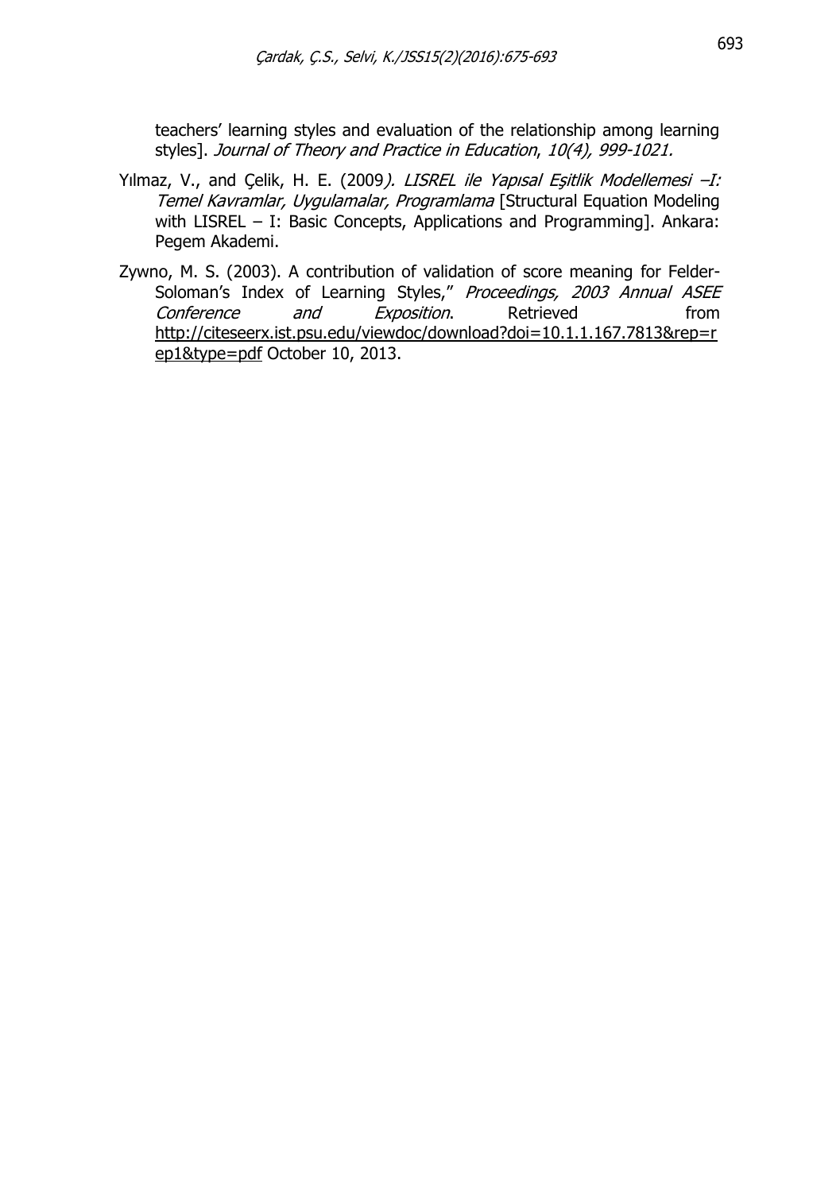teachers' learning styles and evaluation of the relationship among learning styles]. *Journal of Theory and Practice in Education*, *10(4), 999-1021.*

Yılmaz, V., and Çelik, H. E. (2009*). LISREL ile Yapısal Eşitlik Modellemesi –I: Temel Kavramlar, Uygulamalar, Programlama* [Structural Equation Modeling with LISREL – I: Basic Concepts, Applications and Programming]. Ankara: Pegem Akademi.

Zywno, M. S. (2003). A contribution of validation of score meaning for Felder-Soloman's Index of Learning Styles," *Proceedings, 2003 Annual ASEE Conference and Exposition*. Retrieved from http://citeseerx.ist.psu.edu/viewdoc/download?doi=10.1.1.167.7813&rep=rep1&type=pdf October 10, 2013.